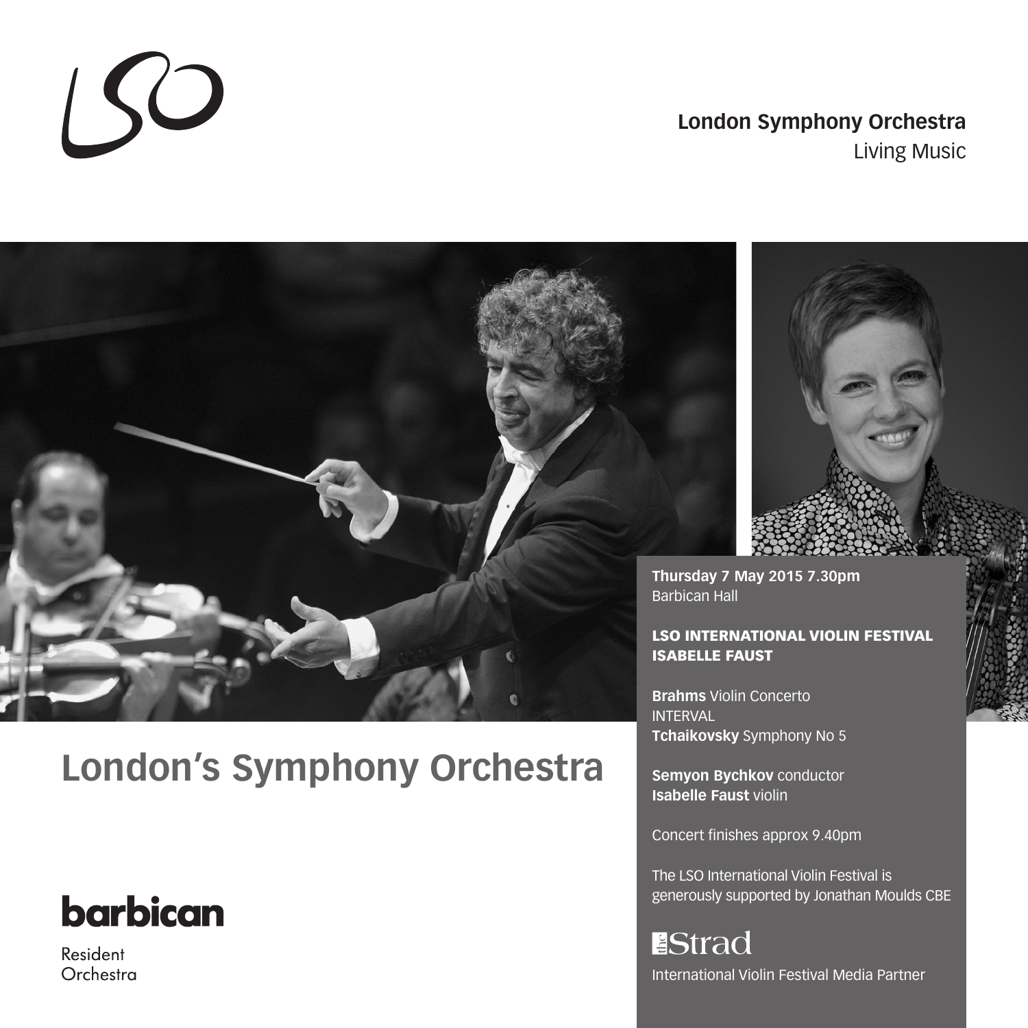**London Symphony Orchestra**
Living Music

# London's Symphony Orchestra

**barbican**

Resident
Orchestra

**Thursday 7 May 2015 7.30pm**
Barbican Hall

**LSO INTERNATIONAL VIOLIN FESTIVAL**
**ISABELLE FAUST**

**Brahms** Violin Concerto
INTERVAL
**Tchaikovsky** Symphony No 5

**Semyon Bychkov** conductor
**Isabelle Faust** violin

Concert finishes approx 9.40pm

The LSO International Violin Festival is generously supported by Jonathan Moulds CBE

the Strad
International Violin Festival Media Partner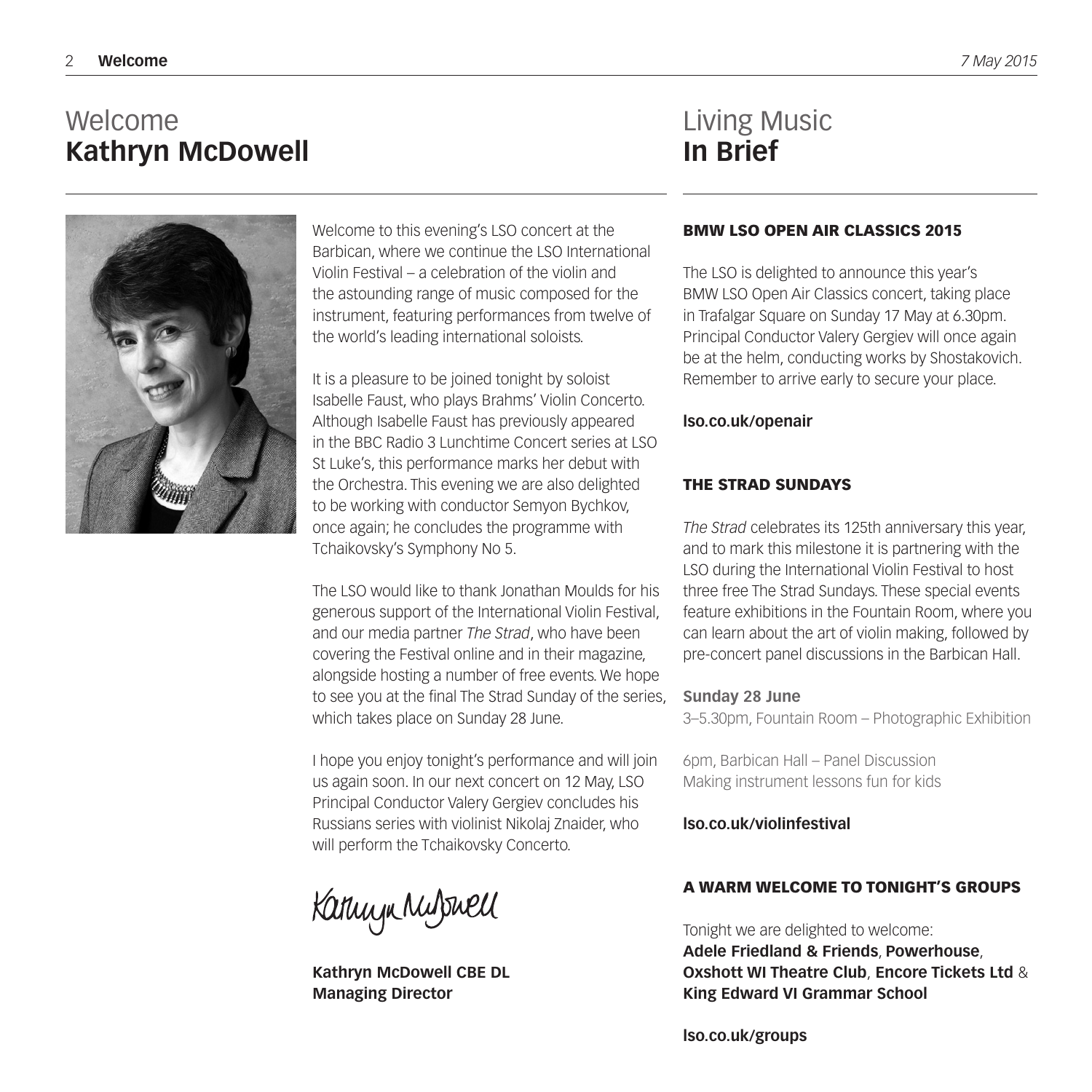# Welcome
## Kathryn McDowell

Welcome to this evening's LSO concert at the Barbican, where we continue the LSO International Violin Festival – a celebration of the violin and the astounding range of music composed for the instrument, featuring performances from twelve of the world's leading international soloists.

It is a pleasure to be joined tonight by soloist Isabelle Faust, who plays Brahms' Violin Concerto. Although Isabelle Faust has previously appeared in the BBC Radio 3 Lunchtime Concert series at LSO St Luke's, this performance marks her debut with the Orchestra. This evening we are also delighted to be working with conductor Semyon Bychkov, once again; he concludes the programme with Tchaikovsky's Symphony No 5.

The LSO would like to thank Jonathan Moulds for his generous support of the International Violin Festival, and our media partner *The Strad*, who have been covering the Festival online and in their magazine, alongside hosting a number of free events. We hope to see you at the final The Strad Sunday of the series, which takes place on Sunday 28 June.

I hope you enjoy tonight's performance and will join us again soon. In our next concert on 12 May, LSO Principal Conductor Valery Gergiev concludes his Russians series with violinist Nikolaj Znaider, who will perform the Tchaikovsky Concerto.

Kathryn McDowell

**Kathryn McDowell CBE DL**
**Managing Director**

# Living Music
## In Brief

### BMW LSO OPEN AIR CLASSICS 2015

The LSO is delighted to announce this year's BMW LSO Open Air Classics concert, taking place in Trafalgar Square on Sunday 17 May at 6.30pm. Principal Conductor Valery Gergiev will once again be at the helm, conducting works by Shostakovich. Remember to arrive early to secure your place.

**lso.co.uk/openair**

### THE STRAD SUNDAYS

*The Strad* celebrates its 125th anniversary this year, and to mark this milestone it is partnering with the LSO during the International Violin Festival to host three free The Strad Sundays. These special events feature exhibitions in the Fountain Room, where you can learn about the art of violin making, followed by pre-concert panel discussions in the Barbican Hall.

**Sunday 28 June**
3–5.30pm, Fountain Room – Photographic Exhibition

6pm, Barbican Hall – Panel Discussion
Making instrument lessons fun for kids

**lso.co.uk/violinfestival**

### A WARM WELCOME TO TONIGHT'S GROUPS

Tonight we are delighted to welcome:
**Adele Friedland & Friends**, **Powerhouse**, **Oxshott WI Theatre Club**, **Encore Tickets Ltd** & **King Edward VI Grammar School**

**lso.co.uk/groups**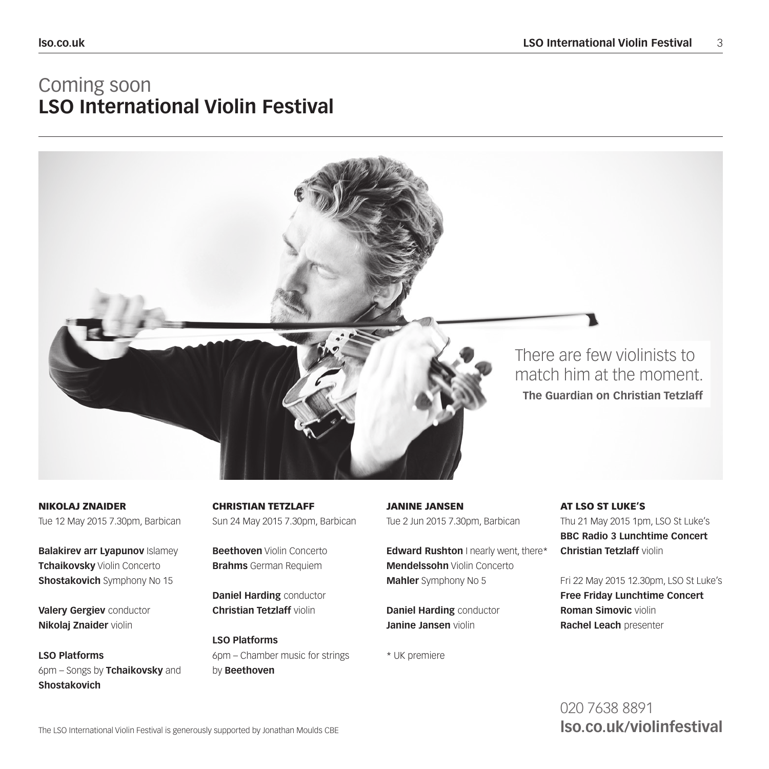# Coming soon
# **LSO International Violin Festival**

There are few violinists to match him at the moment.
**The Guardian on Christian Tetzlaff**

### NIKOLAJ ZNAIDER

Tue 12 May 2015 7.30pm, Barbican

**Balakirev arr Lyapunov** Islamey
**Tchaikovsky** Violin Concerto
**Shostakovich** Symphony No 15

**Valery Gergiev** conductor
**Nikolaj Znaider** violin

**LSO Platforms**
6pm – Songs by **Tchaikovsky** and **Shostakovich**

### CHRISTIAN TETZLAFF

Sun 24 May 2015 7.30pm, Barbican

**Beethoven** Violin Concerto
**Brahms** German Requiem

**Daniel Harding** conductor
**Christian Tetzlaff** violin

**LSO Platforms**
6pm – Chamber music for strings by **Beethoven**

### JANINE JANSEN

Tue 2 Jun 2015 7.30pm, Barbican

**Edward Rushton** I nearly went, there*
**Mendelssohn** Violin Concerto
**Mahler** Symphony No 5

**Daniel Harding** conductor
**Janine Jansen** violin

* UK premiere

### AT LSO ST LUKE'S

Thu 21 May 2015 1pm, LSO St Luke's
**BBC Radio 3 Lunchtime Concert**
**Christian Tetzlaff** violin

Fri 22 May 2015 12.30pm, LSO St Luke's
**Free Friday Lunchtime Concert**
**Roman Simovic** violin
**Rachel Leach** presenter

020 7638 8891
**lso.co.uk/violinfestival**

The LSO International Violin Festival is generously supported by Jonathan Moulds CBE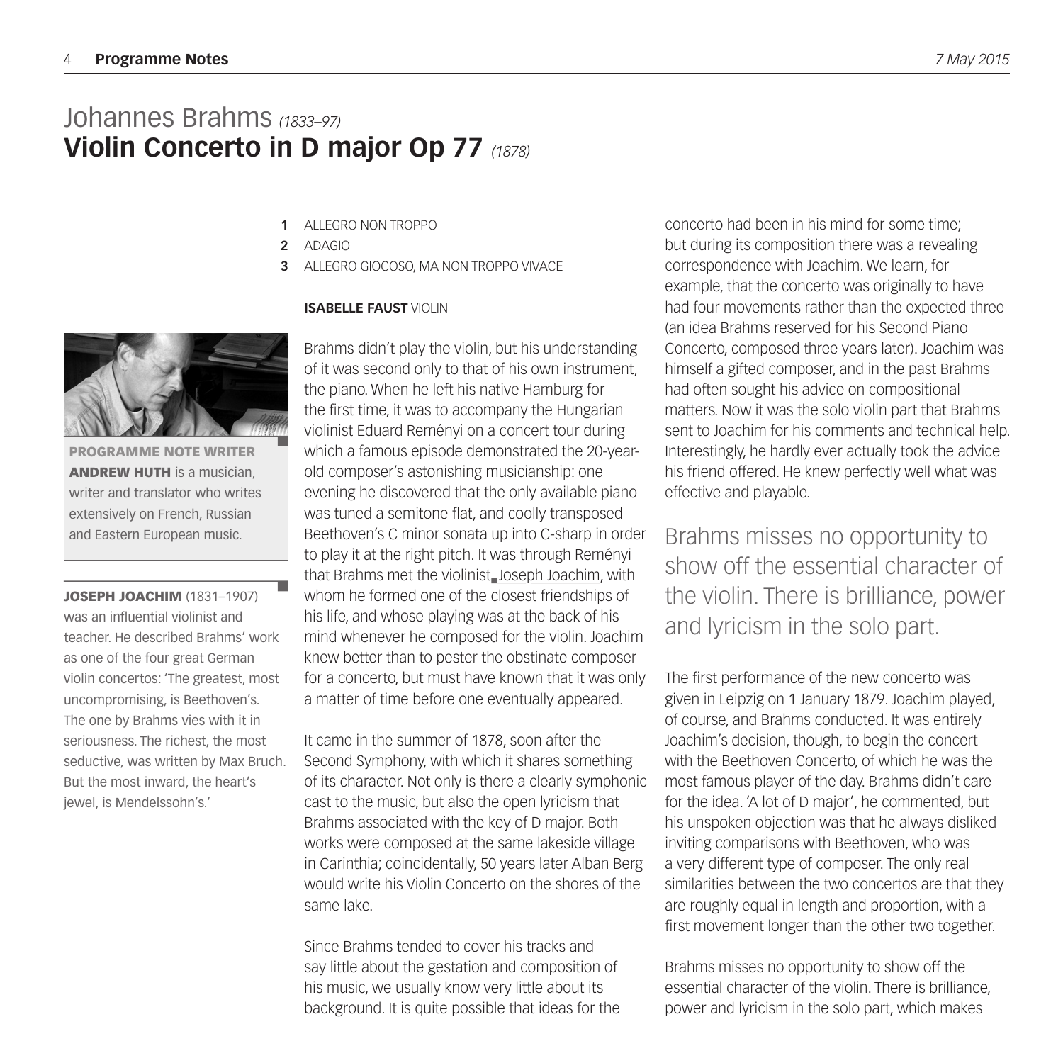# Johannes Brahms *(1833–97)*
## Violin Concerto in D major Op 77 *(1878)*

**PROGRAMME NOTE WRITER ANDREW HUTH** is a musician, writer and translator who writes extensively on French, Russian and Eastern European music.

**JOSEPH JOACHIM** (1831–1907) was an influential violinist and teacher. He described Brahms' work as one of the four great German violin concertos: 'The greatest, most uncompromising, is Beethoven's. The one by Brahms vies with it in seriousness. The richest, the most seductive, was written by Max Bruch. But the most inward, the heart's jewel, is Mendelssohn's.'

1. ALLEGRO NON TROPPO
2. ADAGIO
3. ALLEGRO GIOCOSO, MA NON TROPPO VIVACE

**ISABELLE FAUST** VIOLIN

Brahms didn't play the violin, but his understanding of it was second only to that of his own instrument, the piano. When he left his native Hamburg for the first time, it was to accompany the Hungarian violinist Eduard Reményi on a concert tour during which a famous episode demonstrated the 20-year-old composer's astonishing musicianship: one evening he discovered that the only available piano was tuned a semitone flat, and coolly transposed Beethoven's C minor sonata up into C-sharp in order to play it at the right pitch. It was through Reményi that Brahms met the violinist Joseph Joachim, with whom he formed one of the closest friendships of his life, and whose playing was at the back of his mind whenever he composed for the violin. Joachim knew better than to pester the obstinate composer for a concerto, but must have known that it was only a matter of time before one eventually appeared.

It came in the summer of 1878, soon after the Second Symphony, with which it shares something of its character. Not only is there a clearly symphonic cast to the music, but also the open lyricism that Brahms associated with the key of D major. Both works were composed at the same lakeside village in Carinthia; coincidentally, 50 years later Alban Berg would write his Violin Concerto on the shores of the same lake.

Since Brahms tended to cover his tracks and say little about the gestation and composition of his music, we usually know very little about its background. It is quite possible that ideas for the concerto had been in his mind for some time; but during its composition there was a revealing correspondence with Joachim. We learn, for example, that the concerto was originally to have had four movements rather than the expected three (an idea Brahms reserved for his Second Piano Concerto, composed three years later). Joachim was himself a gifted composer, and in the past Brahms had often sought his advice on compositional matters. Now it was the solo violin part that Brahms sent to Joachim for his comments and technical help. Interestingly, he hardly ever actually took the advice his friend offered. He knew perfectly well what was effective and playable.

> Brahms misses no opportunity to show off the essential character of the violin. There is brilliance, power and lyricism in the solo part.

The first performance of the new concerto was given in Leipzig on 1 January 1879. Joachim played, of course, and Brahms conducted. It was entirely Joachim's decision, though, to begin the concert with the Beethoven Concerto, of which he was the most famous player of the day. Brahms didn't care for the idea. 'A lot of D major', he commented, but his unspoken objection was that he always disliked inviting comparisons with Beethoven, who was a very different type of composer. The only real similarities between the two concertos are that they are roughly equal in length and proportion, with a first movement longer than the other two together.

Brahms misses no opportunity to show off the essential character of the violin. There is brilliance, power and lyricism in the solo part, which makes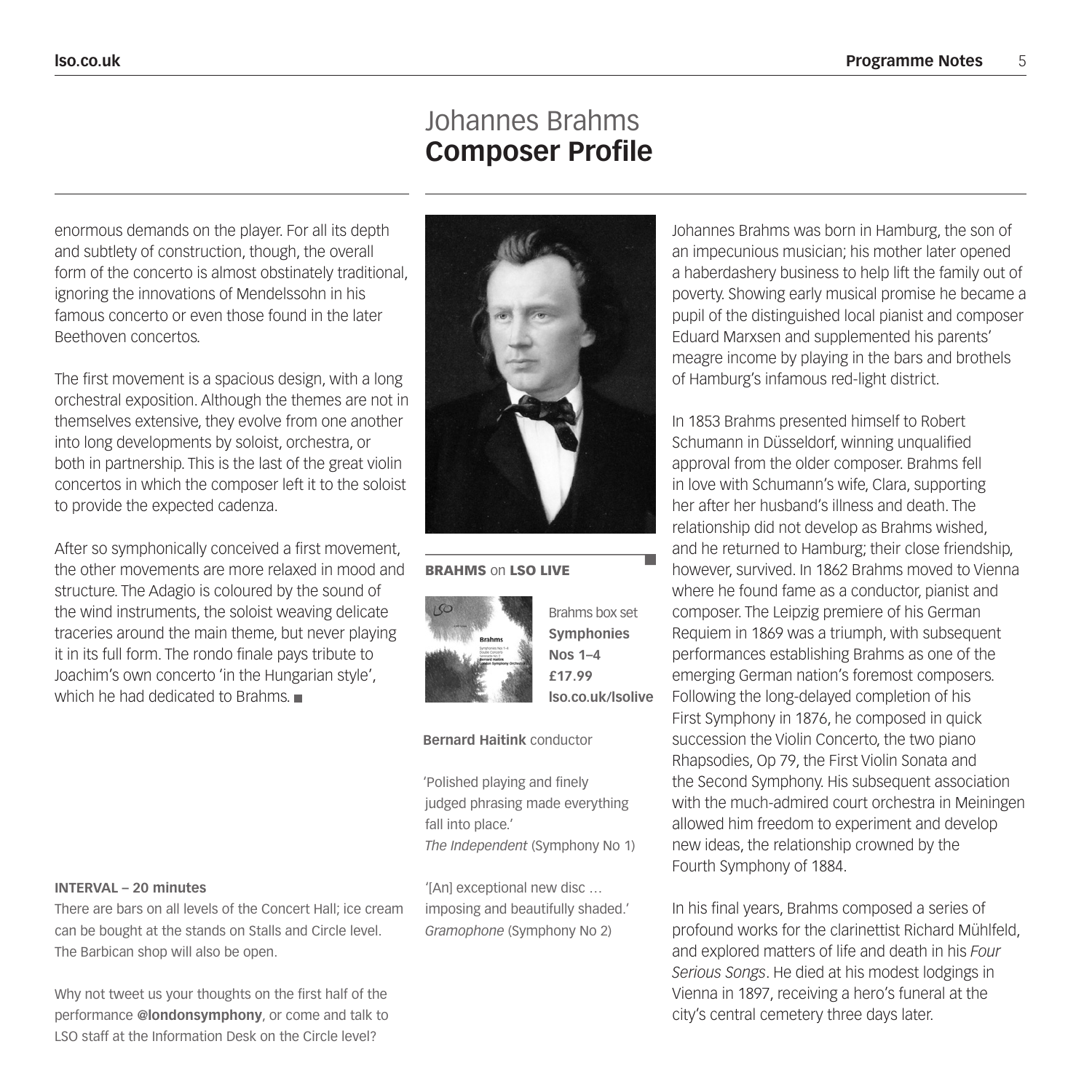enormous demands on the player. For all its depth and subtlety of construction, though, the overall form of the concerto is almost obstinately traditional, ignoring the innovations of Mendelssohn in his famous concerto or even those found in the later Beethoven concertos.

The first movement is a spacious design, with a long orchestral exposition. Although the themes are not in themselves extensive, they evolve from one another into long developments by soloist, orchestra, or both in partnership. This is the last of the great violin concertos in which the composer left it to the soloist to provide the expected cadenza.

After so symphonically conceived a first movement, the other movements are more relaxed in mood and structure. The Adagio is coloured by the sound of the wind instruments, the soloist weaving delicate traceries around the main theme, but never playing it in its full form. The rondo finale pays tribute to Joachim's own concerto 'in the Hungarian style', which he had dedicated to Brahms. ■

**INTERVAL – 20 minutes**

There are bars on all levels of the Concert Hall; ice cream can be bought at the stands on Stalls and Circle level. The Barbican shop will also be open.

Why not tweet us your thoughts on the first half of the performance **@londonsymphony**, or come and talk to LSO staff at the Information Desk on the Circle level?

# Johannes Brahms
## Composer Profile

**BRAHMS** on **LSO LIVE**

Brahms box set
**Symphonies Nos 1–4**
**£17.99**
**lso.co.uk/lsolive**

**Bernard Haitink** conductor

'Polished playing and finely judged phrasing made everything fall into place.'
*The Independent* (Symphony No 1)

'[An] exceptional new disc … imposing and beautifully shaded.'
*Gramophone* (Symphony No 2)

Johannes Brahms was born in Hamburg, the son of an impecunious musician; his mother later opened a haberdashery business to help lift the family out of poverty. Showing early musical promise he became a pupil of the distinguished local pianist and composer Eduard Marxsen and supplemented his parents' meagre income by playing in the bars and brothels of Hamburg's infamous red-light district.

In 1853 Brahms presented himself to Robert Schumann in Düsseldorf, winning unqualified approval from the older composer. Brahms fell in love with Schumann's wife, Clara, supporting her after her husband's illness and death. The relationship did not develop as Brahms wished, and he returned to Hamburg; their close friendship, however, survived. In 1862 Brahms moved to Vienna where he found fame as a conductor, pianist and composer. The Leipzig premiere of his German Requiem in 1869 was a triumph, with subsequent performances establishing Brahms as one of the emerging German nation's foremost composers. Following the long-delayed completion of his First Symphony in 1876, he composed in quick succession the Violin Concerto, the two piano Rhapsodies, Op 79, the First Violin Sonata and the Second Symphony. His subsequent association with the much-admired court orchestra in Meiningen allowed him freedom to experiment and develop new ideas, the relationship crowned by the Fourth Symphony of 1884.

In his final years, Brahms composed a series of profound works for the clarinettist Richard Mühlfeld, and explored matters of life and death in his *Four Serious Songs*. He died at his modest lodgings in Vienna in 1897, receiving a hero's funeral at the city's central cemetery three days later.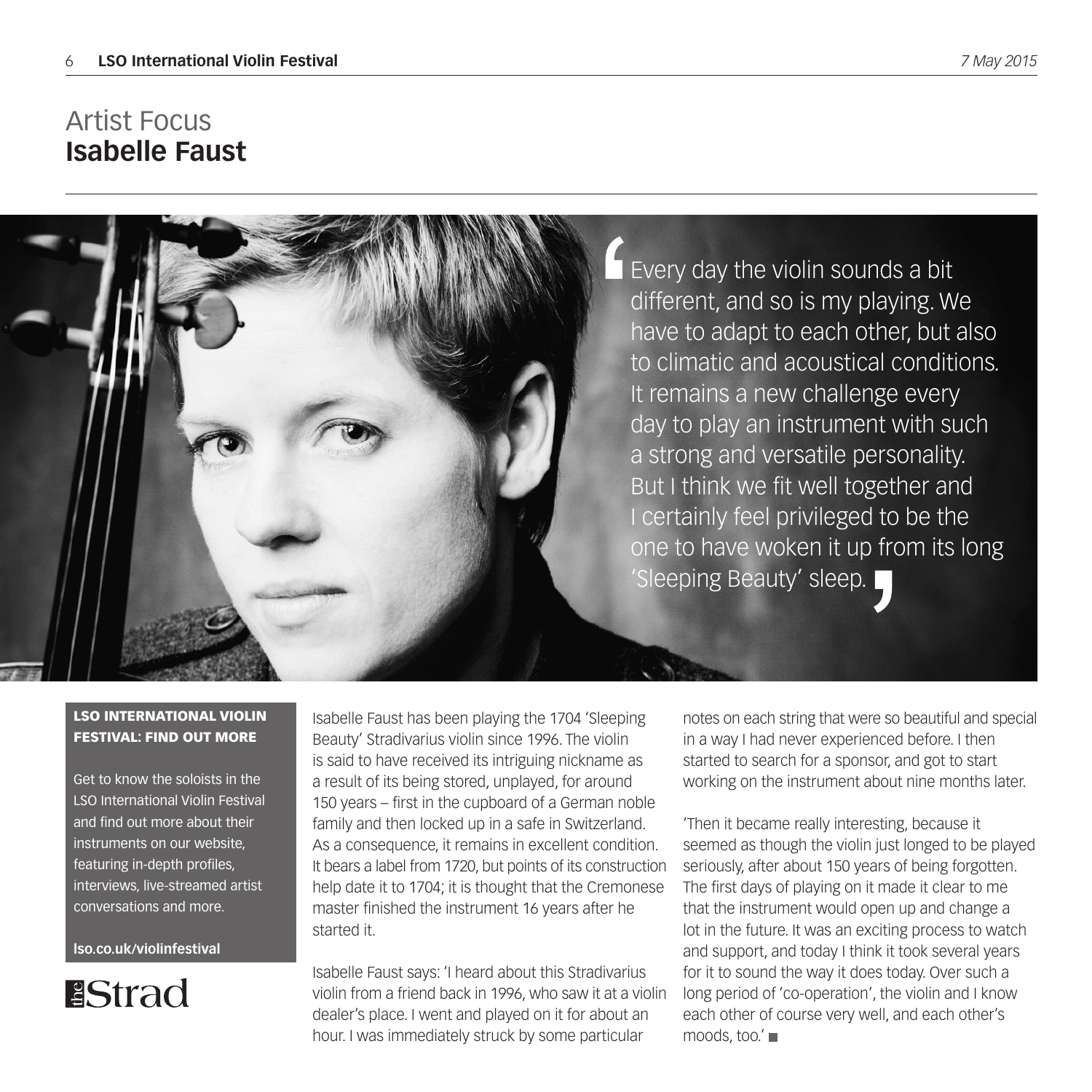# Artist Focus
# Isabelle Faust

> Every day the violin sounds a bit different, and so is my playing. We have to adapt to each other, but also to climatic and acoustical conditions. It remains a new challenge every day to play an instrument with such a strong and versatile personality. But I think we fit well together and I certainly feel privileged to be the one to have woken it up from its long 'Sleeping Beauty' sleep.

Isabelle Faust has been playing the 1704 'Sleeping Beauty' Stradivarius violin since 1996. The violin is said to have received its intriguing nickname as a result of its being stored, unplayed, for around 150 years – first in the cupboard of a German noble family and then locked up in a safe in Switzerland. As a consequence, it remains in excellent condition. It bears a label from 1720, but points of its construction help date it to 1704; it is thought that the Cremonese master finished the instrument 16 years after he started it.

Isabelle Faust says: 'I heard about this Stradivarius violin from a friend back in 1996, who saw it at a violin dealer's place. I went and played on it for about an hour. I was immediately struck by some particular notes on each string that were so beautiful and special in a way I had never experienced before. I then started to search for a sponsor, and got to start working on the instrument about nine months later.

'Then it became really interesting, because it seemed as though the violin just longed to be played seriously, after about 150 years of being forgotten. The first days of playing on it made it clear to me that the instrument would open up and change a lot in the future. It was an exciting process to watch and support, and today I think it took several years for it to sound the way it does today. Over such a long period of 'co-operation', the violin and I know each other of course very well, and each other's moods, too.'

**LSO INTERNATIONAL VIOLIN FESTIVAL: FIND OUT MORE**

Get to know the soloists in the LSO International Violin Festival and find out more about their instruments on our website, featuring in-depth profiles, interviews, live-streamed artist conversations and more.

**lso.co.uk/violinfestival**

the Strad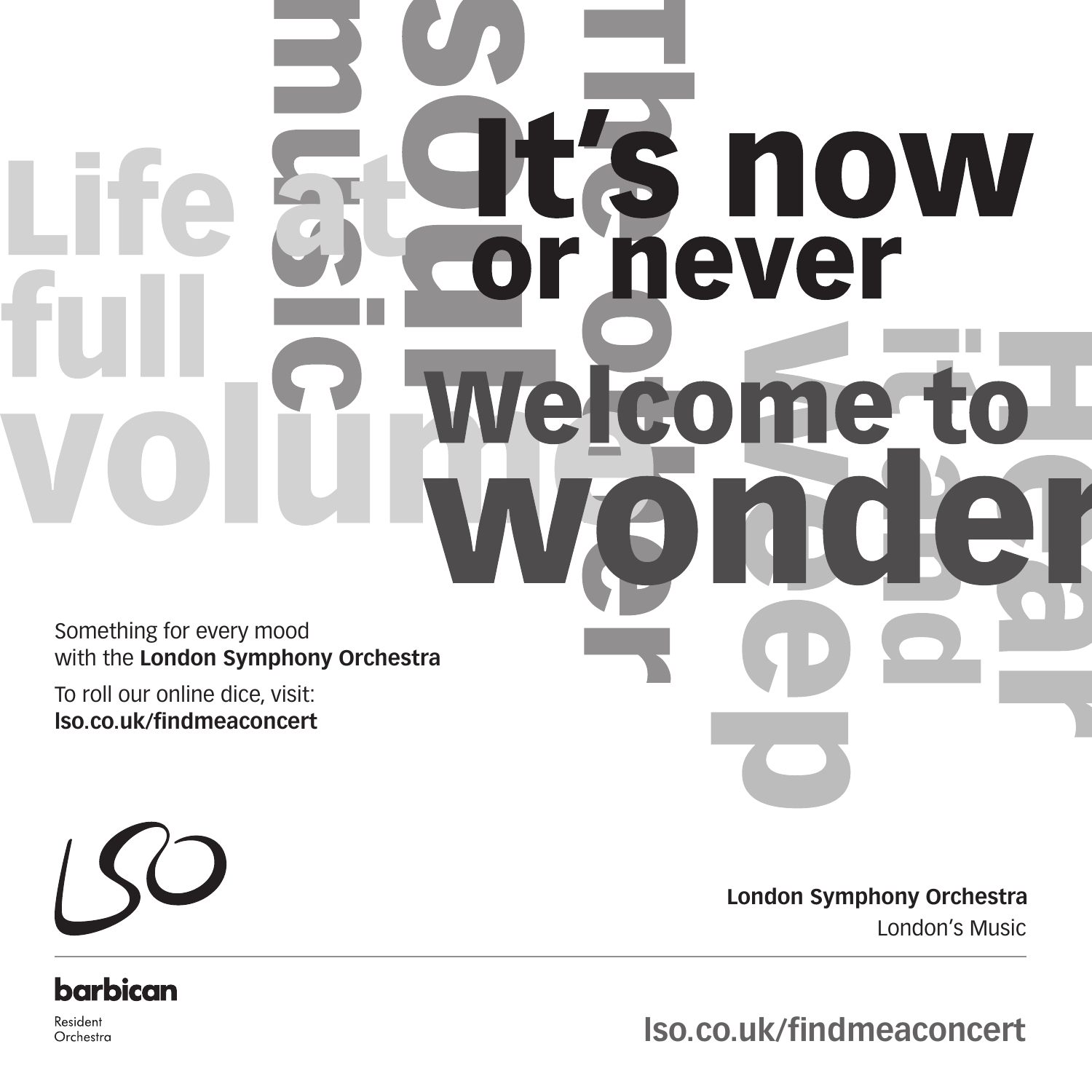Life at full volume

music

Sound

The power

Weep

Hear it and

# It's now or never

# Welcome to wonder

Something for every mood with the **London Symphony Orchestra**

To roll our online dice, visit:
**lso.co.uk/findmeaconcert**

**London Symphony Orchestra**
London's Music

**barbican**
Resident Orchestra

**lso.co.uk/findmeaconcert**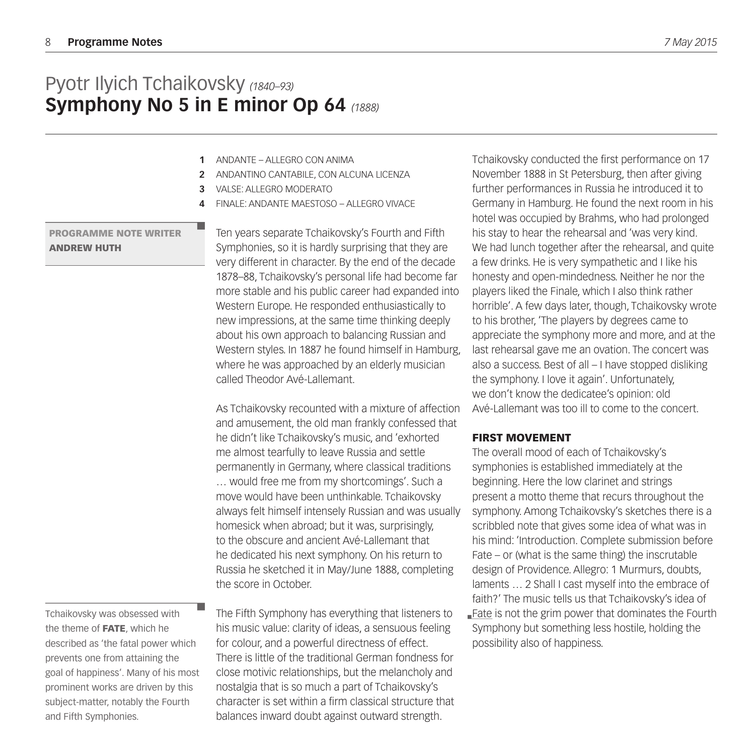# Pyotr Ilyich Tchaikovsky *(1840–93)*
## Symphony No 5 in E minor Op 64 *(1888)*

1. ANDANTE – ALLEGRO CON ANIMA
2. ANDANTINO CANTABILE, CON ALCUNA LICENZA
3. VALSE: ALLEGRO MODERATO
4. FINALE: ANDANTE MAESTOSO – ALLEGRO VIVACE

**PROGRAMME NOTE WRITER**
**ANDREW HUTH**

Ten years separate Tchaikovsky's Fourth and Fifth Symphonies, so it is hardly surprising that they are very different in character. By the end of the decade 1878–88, Tchaikovsky's personal life had become far more stable and his public career had expanded into Western Europe. He responded enthusiastically to new impressions, at the same time thinking deeply about his own approach to balancing Russian and Western styles. In 1887 he found himself in Hamburg, where he was approached by an elderly musician called Theodor Avé-Lallemant.

As Tchaikovsky recounted with a mixture of affection and amusement, the old man frankly confessed that he didn't like Tchaikovsky's music, and 'exhorted me almost tearfully to leave Russia and settle permanently in Germany, where classical traditions … would free me from my shortcomings'. Such a move would have been unthinkable. Tchaikovsky always felt himself intensely Russian and was usually homesick when abroad; but it was, surprisingly, to the obscure and ancient Avé-Lallemant that he dedicated his next symphony. On his return to Russia he sketched it in May/June 1888, completing the score in October.

The Fifth Symphony has everything that listeners to his music value: clarity of ideas, a sensuous feeling for colour, and a powerful directness of effect. There is little of the traditional German fondness for close motivic relationships, but the melancholy and nostalgia that is so much a part of Tchaikovsky's character is set within a firm classical structure that balances inward doubt against outward strength.

Tchaikovsky was obsessed with the theme of **FATE**, which he described as 'the fatal power which prevents one from attaining the goal of happiness'. Many of his most prominent works are driven by this subject-matter, notably the Fourth and Fifth Symphonies.

Tchaikovsky conducted the first performance on 17 November 1888 in St Petersburg, then after giving further performances in Russia he introduced it to Germany in Hamburg. He found the next room in his hotel was occupied by Brahms, who had prolonged his stay to hear the rehearsal and 'was very kind. We had lunch together after the rehearsal, and quite a few drinks. He is very sympathetic and I like his honesty and open-mindedness. Neither he nor the players liked the Finale, which I also think rather horrible'. A few days later, though, Tchaikovsky wrote to his brother, 'The players by degrees came to appreciate the symphony more and more, and at the last rehearsal gave me an ovation. The concert was also a success. Best of all – I have stopped disliking the symphony. I love it again'. Unfortunately, we don't know the dedicatee's opinion: old Avé-Lallemant was too ill to come to the concert.

### FIRST MOVEMENT

The overall mood of each of Tchaikovsky's symphonies is established immediately at the beginning. Here the low clarinet and strings present a motto theme that recurs throughout the symphony. Among Tchaikovsky's sketches there is a scribbled note that gives some idea of what was in his mind: 'Introduction. Complete submission before Fate – or (what is the same thing) the inscrutable design of Providence. Allegro: 1 Murmurs, doubts, laments … 2 Shall I cast myself into the embrace of faith?' The music tells us that Tchaikovsky's idea of Fate is not the grim power that dominates the Fourth Symphony but something less hostile, holding the possibility also of happiness.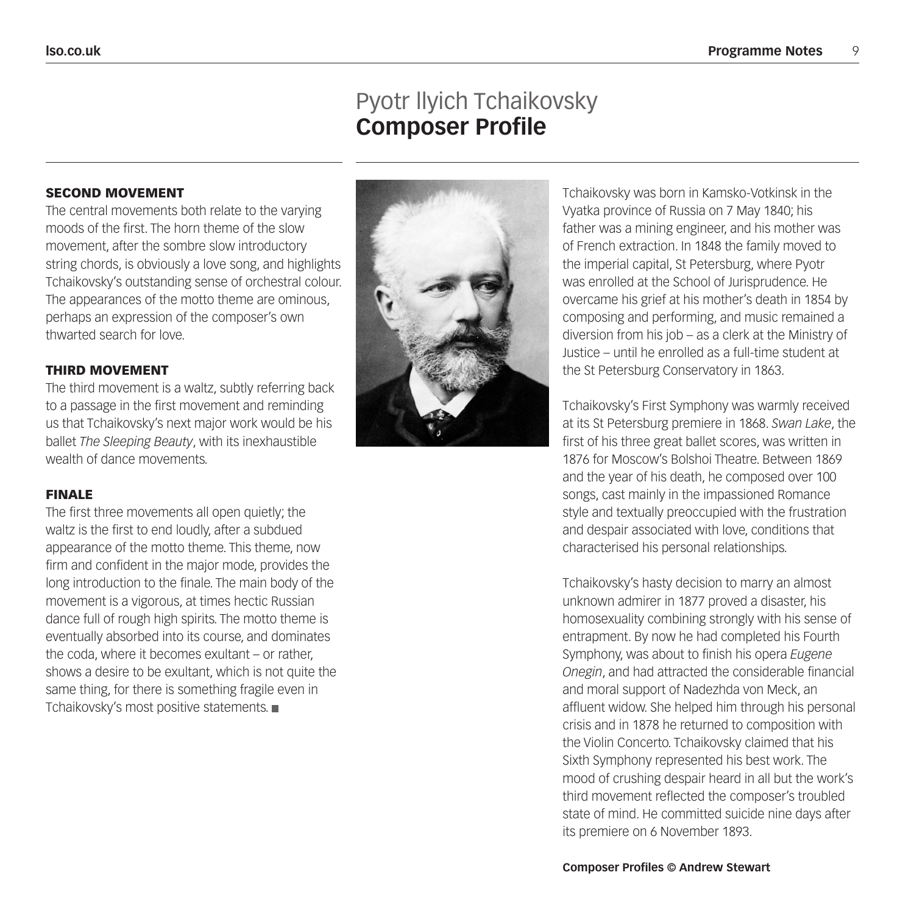### SECOND MOVEMENT

The central movements both relate to the varying moods of the first. The horn theme of the slow movement, after the sombre slow introductory string chords, is obviously a love song, and highlights Tchaikovsky's outstanding sense of orchestral colour. The appearances of the motto theme are ominous, perhaps an expression of the composer's own thwarted search for love.

### THIRD MOVEMENT

The third movement is a waltz, subtly referring back to a passage in the first movement and reminding us that Tchaikovsky's next major work would be his ballet *The Sleeping Beauty*, with its inexhaustible wealth of dance movements.

### FINALE

The first three movements all open quietly; the waltz is the first to end loudly, after a subdued appearance of the motto theme. This theme, now firm and confident in the major mode, provides the long introduction to the finale. The main body of the movement is a vigorous, at times hectic Russian dance full of rough high spirits. The motto theme is eventually absorbed into its course, and dominates the coda, where it becomes exultant – or rather, shows a desire to be exultant, which is not quite the same thing, for there is something fragile even in Tchaikovsky's most positive statements. ■

# Pyotr Ilyich Tchaikovsky
## Composer Profile

Tchaikovsky was born in Kamsko-Votkinsk in the Vyatka province of Russia on 7 May 1840; his father was a mining engineer, and his mother was of French extraction. In 1848 the family moved to the imperial capital, St Petersburg, where Pyotr was enrolled at the School of Jurisprudence. He overcame his grief at his mother's death in 1854 by composing and performing, and music remained a diversion from his job – as a clerk at the Ministry of Justice – until he enrolled as a full-time student at the St Petersburg Conservatory in 1863.

Tchaikovsky's First Symphony was warmly received at its St Petersburg premiere in 1868. *Swan Lake*, the first of his three great ballet scores, was written in 1876 for Moscow's Bolshoi Theatre. Between 1869 and the year of his death, he composed over 100 songs, cast mainly in the impassioned Romance style and textually preoccupied with the frustration and despair associated with love, conditions that characterised his personal relationships.

Tchaikovsky's hasty decision to marry an almost unknown admirer in 1877 proved a disaster, his homosexuality combining strongly with his sense of entrapment. By now he had completed his Fourth Symphony, was about to finish his opera *Eugene Onegin*, and had attracted the considerable financial and moral support of Nadezhda von Meck, an affluent widow. She helped him through his personal crisis and in 1878 he returned to composition with the Violin Concerto. Tchaikovsky claimed that his Sixth Symphony represented his best work. The mood of crushing despair heard in all but the work's third movement reflected the composer's troubled state of mind. He committed suicide nine days after its premiere on 6 November 1893.

**Composer Profiles © Andrew Stewart**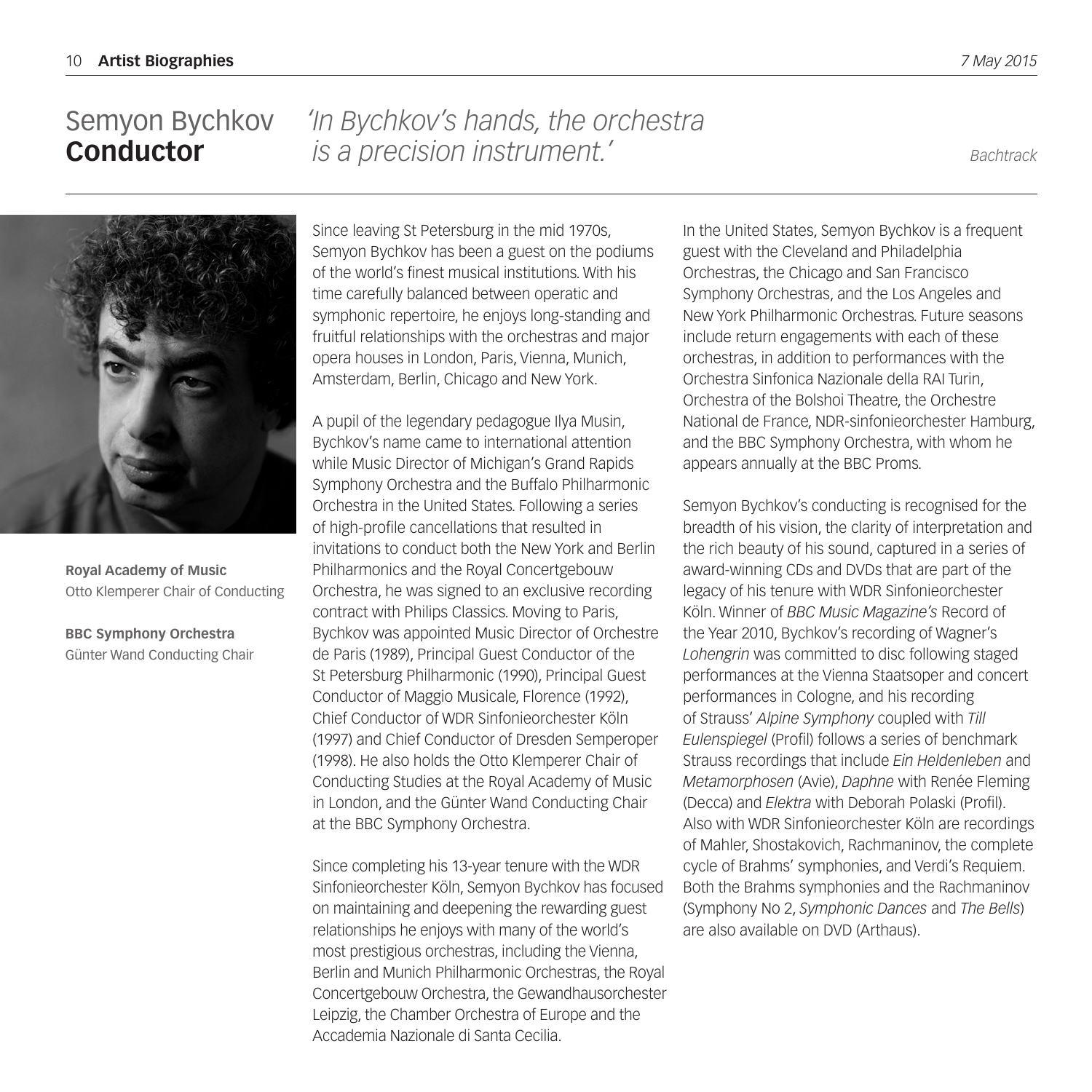# Semyon Bychkov **Conductor**

*'In Bychkov's hands, the orchestra is a precision instrument.'*

*Bachtrack*

**Royal Academy of Music**
Otto Klemperer Chair of Conducting

**BBC Symphony Orchestra**
Günter Wand Conducting Chair

Since leaving St Petersburg in the mid 1970s, Semyon Bychkov has been a guest on the podiums of the world's finest musical institutions. With his time carefully balanced between operatic and symphonic repertoire, he enjoys long-standing and fruitful relationships with the orchestras and major opera houses in London, Paris, Vienna, Munich, Amsterdam, Berlin, Chicago and New York.

A pupil of the legendary pedagogue Ilya Musin, Bychkov's name came to international attention while Music Director of Michigan's Grand Rapids Symphony Orchestra and the Buffalo Philharmonic Orchestra in the United States. Following a series of high-profile cancellations that resulted in invitations to conduct both the New York and Berlin Philharmonics and the Royal Concertgebouw Orchestra, he was signed to an exclusive recording contract with Philips Classics. Moving to Paris, Bychkov was appointed Music Director of Orchestre de Paris (1989), Principal Guest Conductor of the St Petersburg Philharmonic (1990), Principal Guest Conductor of Maggio Musicale, Florence (1992), Chief Conductor of WDR Sinfonieorchester Köln (1997) and Chief Conductor of Dresden Semperoper (1998). He also holds the Otto Klemperer Chair of Conducting Studies at the Royal Academy of Music in London, and the Günter Wand Conducting Chair at the BBC Symphony Orchestra.

Since completing his 13-year tenure with the WDR Sinfonieorchester Köln, Semyon Bychkov has focused on maintaining and deepening the rewarding guest relationships he enjoys with many of the world's most prestigious orchestras, including the Vienna, Berlin and Munich Philharmonic Orchestras, the Royal Concertgebouw Orchestra, the Gewandhausorchester Leipzig, the Chamber Orchestra of Europe and the Accademia Nazionale di Santa Cecilia.

In the United States, Semyon Bychkov is a frequent guest with the Cleveland and Philadelphia Orchestras, the Chicago and San Francisco Symphony Orchestras, and the Los Angeles and New York Philharmonic Orchestras. Future seasons include return engagements with each of these orchestras, in addition to performances with the Orchestra Sinfonica Nazionale della RAI Turin, Orchestra of the Bolshoi Theatre, the Orchestre National de France, NDR-sinfonieorchester Hamburg, and the BBC Symphony Orchestra, with whom he appears annually at the BBC Proms.

Semyon Bychkov's conducting is recognised for the breadth of his vision, the clarity of interpretation and the rich beauty of his sound, captured in a series of award-winning CDs and DVDs that are part of the legacy of his tenure with WDR Sinfonieorchester Köln. Winner of *BBC Music Magazine's* Record of the Year 2010, Bychkov's recording of Wagner's *Lohengrin* was committed to disc following staged performances at the Vienna Staatsoper and concert performances in Cologne, and his recording of Strauss' *Alpine Symphony* coupled with *Till Eulenspiegel* (Profil) follows a series of benchmark Strauss recordings that include *Ein Heldenleben* and *Metamorphosen* (Avie), *Daphne* with Renée Fleming (Decca) and *Elektra* with Deborah Polaski (Profil). Also with WDR Sinfonieorchester Köln are recordings of Mahler, Shostakovich, Rachmaninov, the complete cycle of Brahms' symphonies, and Verdi's Requiem. Both the Brahms symphonies and the Rachmaninov (Symphony No 2, *Symphonic Dances* and *The Bells*) are also available on DVD (Arthaus).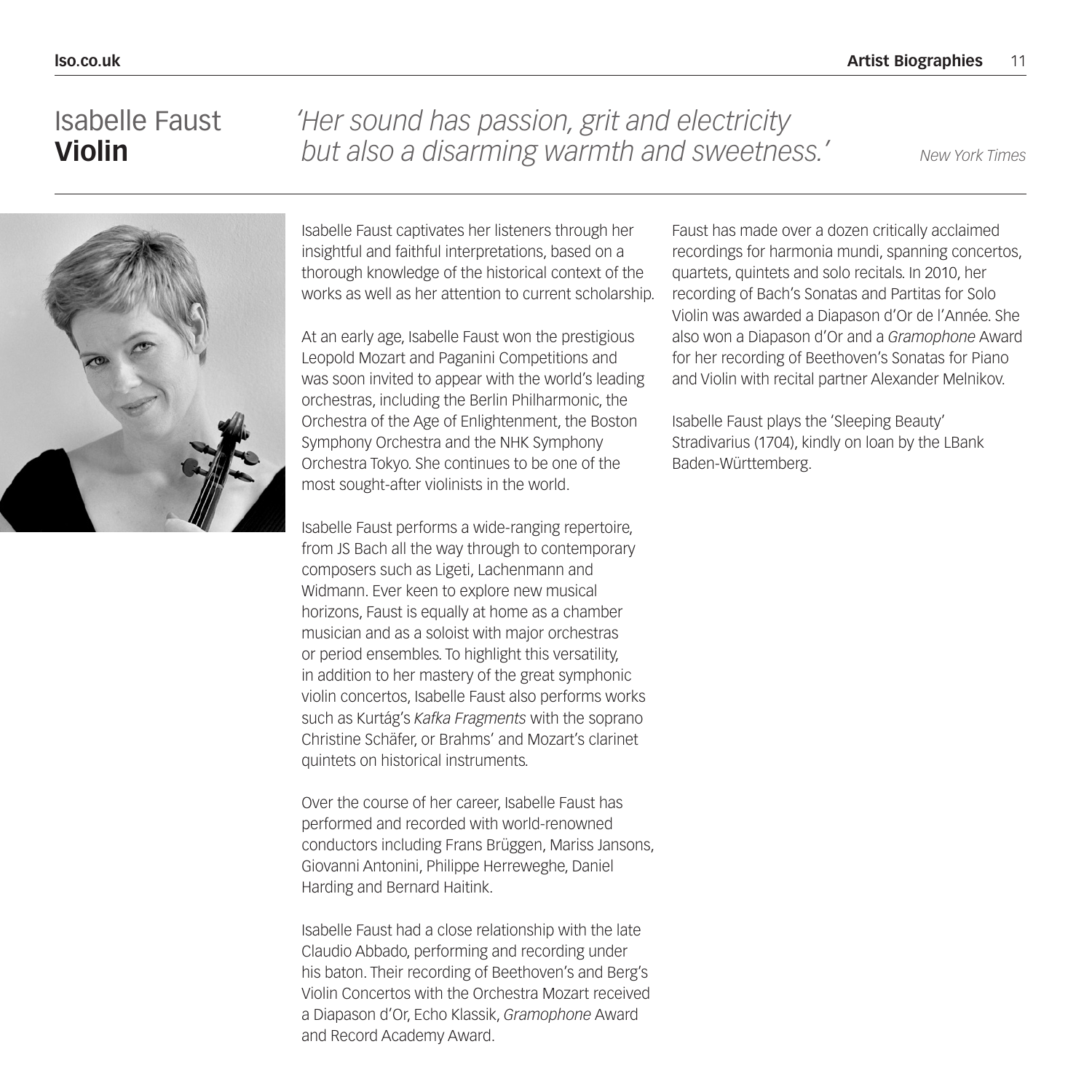# Isabelle Faust
## **Violin**

*'Her sound has passion, grit and electricity but also a disarming warmth and sweetness.'* *New York Times*

Isabelle Faust captivates her listeners through her insightful and faithful interpretations, based on a thorough knowledge of the historical context of the works as well as her attention to current scholarship.

At an early age, Isabelle Faust won the prestigious Leopold Mozart and Paganini Competitions and was soon invited to appear with the world's leading orchestras, including the Berlin Philharmonic, the Orchestra of the Age of Enlightenment, the Boston Symphony Orchestra and the NHK Symphony Orchestra Tokyo. She continues to be one of the most sought-after violinists in the world.

Isabelle Faust performs a wide-ranging repertoire, from JS Bach all the way through to contemporary composers such as Ligeti, Lachenmann and Widmann. Ever keen to explore new musical horizons, Faust is equally at home as a chamber musician and as a soloist with major orchestras or period ensembles. To highlight this versatility, in addition to her mastery of the great symphonic violin concertos, Isabelle Faust also performs works such as Kurtág's *Kafka Fragments* with the soprano Christine Schäfer, or Brahms' and Mozart's clarinet quintets on historical instruments.

Over the course of her career, Isabelle Faust has performed and recorded with world-renowned conductors including Frans Brüggen, Mariss Jansons, Giovanni Antonini, Philippe Herreweghe, Daniel Harding and Bernard Haitink.

Isabelle Faust had a close relationship with the late Claudio Abbado, performing and recording under his baton. Their recording of Beethoven's and Berg's Violin Concertos with the Orchestra Mozart received a Diapason d'Or, Echo Klassik, *Gramophone* Award and Record Academy Award.

Faust has made over a dozen critically acclaimed recordings for harmonia mundi, spanning concertos, quartets, quintets and solo recitals. In 2010, her recording of Bach's Sonatas and Partitas for Solo Violin was awarded a Diapason d'Or de l'Année. She also won a Diapason d'Or and a *Gramophone* Award for her recording of Beethoven's Sonatas for Piano and Violin with recital partner Alexander Melnikov.

Isabelle Faust plays the 'Sleeping Beauty' Stradivarius (1704), kindly on loan by the LBank Baden-Württemberg.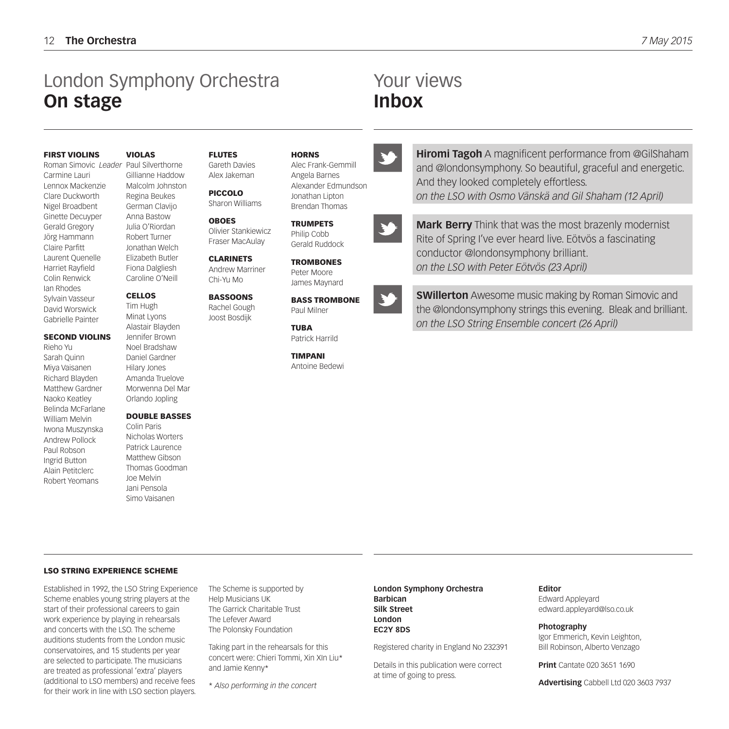# London Symphony Orchestra **On stage**

**FIRST VIOLINS**
Roman Simovic *Leader*
Carmine Lauri
Lennox Mackenzie
Clare Duckworth
Nigel Broadbent
Ginette Decuyper
Gerald Gregory
Jörg Hammann
Claire Parfitt
Laurent Quenelle
Harriet Rayfield
Colin Renwick
Ian Rhodes
Sylvain Vasseur
David Worswick
Gabrielle Painter

**SECOND VIOLINS**
Rieho Yu
Sarah Quinn
Miya Vaisanen
Richard Blayden
Matthew Gardner
Naoko Keatley
Belinda McFarlane
William Melvin
Iwona Muszynska
Andrew Pollock
Paul Robson
Ingrid Button
Alain Petitclerc
Robert Yeomans

**VIOLAS**
Paul Silverthorne
Gillianne Haddow
Malcolm Johnston
Regina Beukes
German Clavijo
Anna Bastow
Julia O'Riordan
Robert Turner
Jonathan Welch
Elizabeth Butler
Fiona Dalgliesh
Caroline O'Neill

**CELLOS**
Tim Hugh
Minat Lyons
Alastair Blayden
Jennifer Brown
Noel Bradshaw
Daniel Gardner
Hilary Jones
Amanda Truelove
Morwenna Del Mar
Orlando Jopling

**DOUBLE BASSES**
Colin Paris
Nicholas Worters
Patrick Laurence
Matthew Gibson
Thomas Goodman
Joe Melvin
Jani Pensola
Simo Vaisanen

**FLUTES**
Gareth Davies
Alex Jakeman

**PICCOLO**
Sharon Williams

**OBOES**
Olivier Stankiewicz
Fraser MacAulay

**CLARINETS**
Andrew Marriner
Chi-Yu Mo

**BASSOONS**
Rachel Gough
Joost Bosdijk

**HORNS**
Alec Frank-Gemmill
Angela Barnes
Alexander Edmundson
Jonathan Lipton
Brendan Thomas

**TRUMPETS**
Philip Cobb
Gerald Ruddock

**TROMBONES**
Peter Moore
James Maynard

**BASS TROMBONE**
Paul Milner

**TUBA**
Patrick Harrild

**TIMPANI**
Antoine Bedewi

# Your views **Inbox**

**Hiromi Tagoh** A magnificent performance from @GilShaham and @londonsymphony. So beautiful, graceful and energetic. And they looked completely effortless.
*on the LSO with Osmo Vänskä and Gil Shaham (12 April)*

**Mark Berry** Think that was the most brazenly modernist Rite of Spring I've ever heard live. Eötvös a fascinating conductor @londonsymphony brilliant.
*on the LSO with Peter Eötvös (23 April)*

**SWillerton** Awesome music making by Roman Simovic and the @londonsymphony strings this evening. Bleak and brilliant.
*on the LSO String Ensemble concert (26 April)*

**LSO STRING EXPERIENCE SCHEME**

Established in 1992, the LSO String Experience Scheme enables young string players at the start of their professional careers to gain work experience by playing in rehearsals and concerts with the LSO. The scheme auditions students from the London music conservatoires, and 15 students per year are selected to participate. The musicians are treated as professional 'extra' players (additional to LSO members) and receive fees for their work in line with LSO section players.

The Scheme is supported by
Help Musicians UK
The Garrick Charitable Trust
The Lefever Award
The Polonsky Foundation

Taking part in the rehearsals for this concert were: Chieri Tommi, Xin XIn Liu* and Jamie Kenny*

*\* Also performing in the concert*

**London Symphony Orchestra**
**Barbican**
**Silk Street**
**London**
**EC2Y 8DS**

Registered charity in England No 232391

Details in this publication were correct at time of going to press.

**Editor**
Edward Appleyard
edward.appleyard@lso.co.uk

**Photography**
Igor Emmerich, Kevin Leighton, Bill Robinson, Alberto Venzago

**Print** Cantate 020 3651 1690

**Advertising** Cabbell Ltd 020 3603 7937